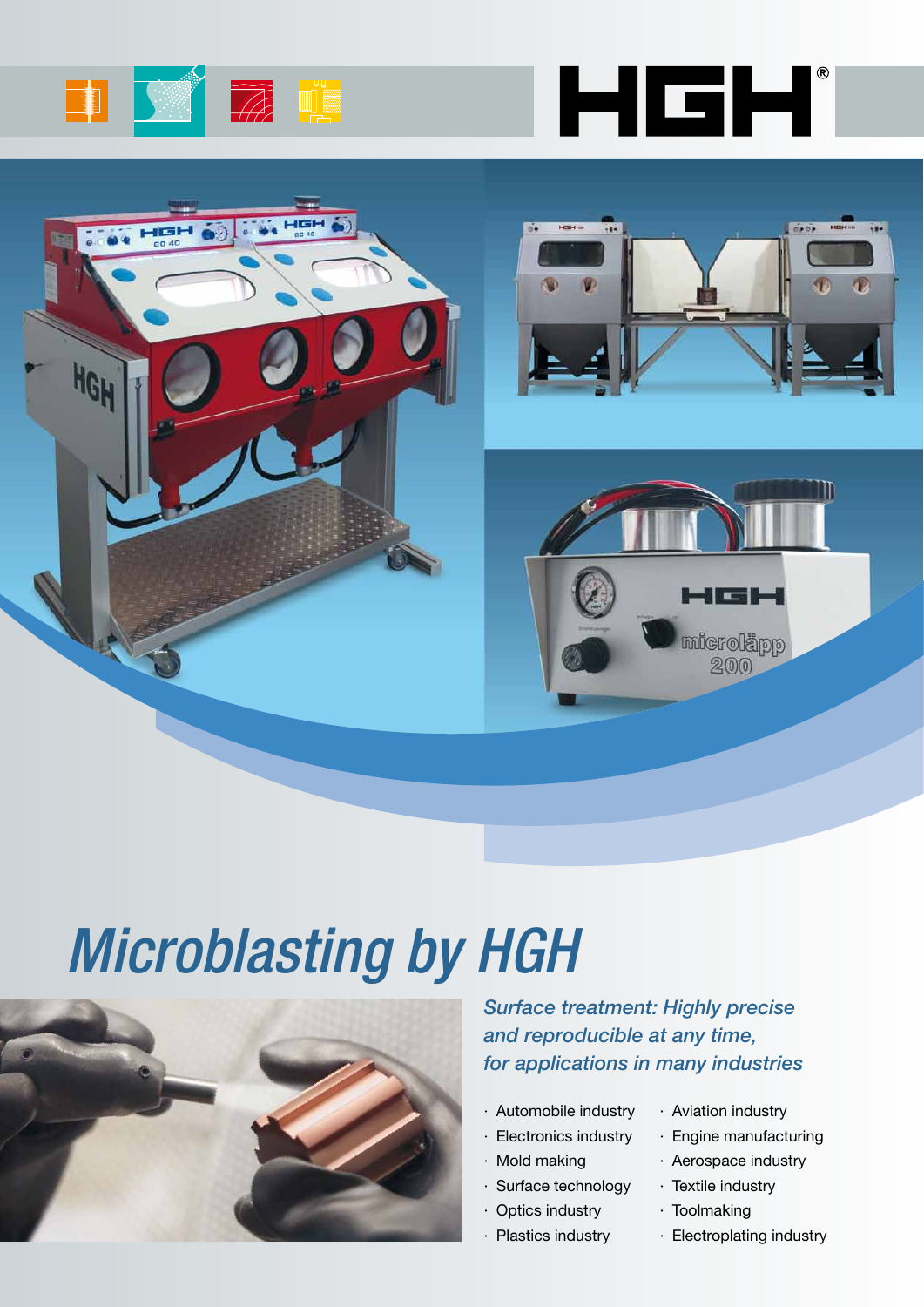# Microblasting by HGH

*Surface treatment: Highly precise and reproducible at any time, for applications in many industries*

- Automobile industry
- Electronics industry
- Mold making
- Surface technology
- Optics industry
- Plastics industry
- Aviation industry
- Engine manufacturing
- Aerospace industry
- Textile industry
- Toolmaking
- Electroplating industry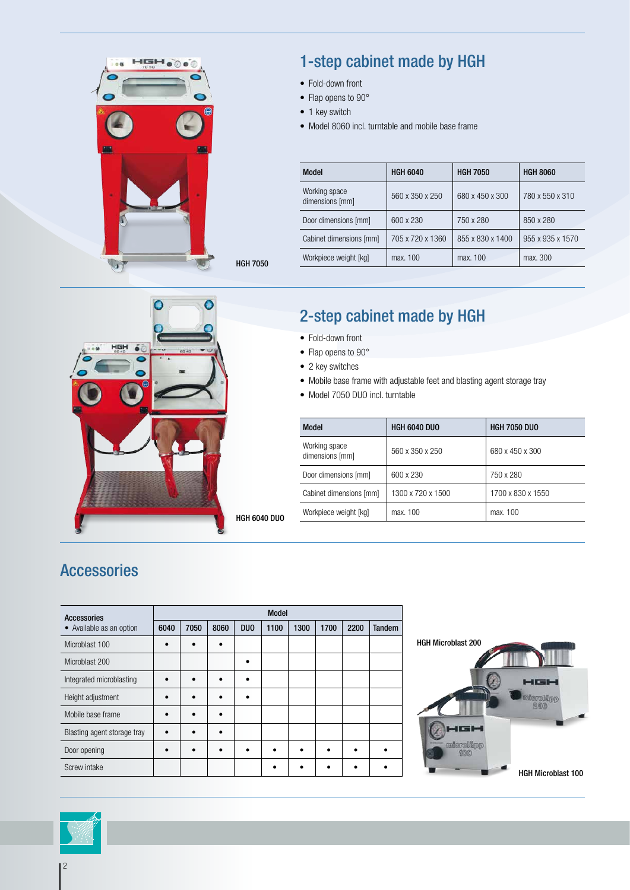HGH 7050

## 1-step cabinet made by HGH

- Fold-down front
- Flap opens to 90°
- 1 key switch
- Model 8060 incl. turntable and mobile base frame

| Model | HGH 6040 | HGH 7050 | HGH 8060 |
|---|---|---|---|
| Working space dimensions [mm] | 560 x 350 x 250 | 680 x 450 x 300 | 780 x 550 x 310 |
| Door dimensions [mm] | 600 x 230 | 750 x 280 | 850 x 280 |
| Cabinet dimensions [mm] | 705 x 720 x 1360 | 855 x 830 x 1400 | 955 x 935 x 1570 |
| Workpiece weight [kg] | max. 100 | max. 100 | max. 300 |

HGH 6040 DUO

## 2-step cabinet made by HGH

- Fold-down front
- Flap opens to 90°
- 2 key switches
- Mobile base frame with adjustable feet and blasting agent storage tray
- Model 7050 DUO incl. turntable

| Model | HGH 6040 DUO | HGH 7050 DUO |
|---|---|---|
| Working space dimensions [mm] | 560 x 350 x 250 | 680 x 450 x 300 |
| Door dimensions [mm] | 600 x 230 | 750 x 280 |
| Cabinet dimensions [mm] | 1300 x 720 x 1500 | 1700 x 830 x 1550 |
| Workpiece weight [kg] | max. 100 | max. 100 |

## Accessories

| Accessories • Available as an option | Model | | | | | | | | |
|---|---|---|---|---|---|---|---|---|---|
| | 6040 | 7050 | 8060 | DUO | 1100 | 1300 | 1700 | 2200 | Tandem |
| Microblast 100 | • | • | • | | | | | | |
| Microblast 200 | | | | • | | | | | |
| Integrated microblasting | • | • | • | • | | | | | |
| Height adjustment | • | • | • | • | | | | | |
| Mobile base frame | • | • | • | | | | | | |
| Blasting agent storage tray | • | • | • | | | | | | |
| Door opening | • | • | • | • | • | • | • | • | • |
| Screw intake | | | | | • | • | • | • | • |

HGH Microblast 200

HGH Microblast 100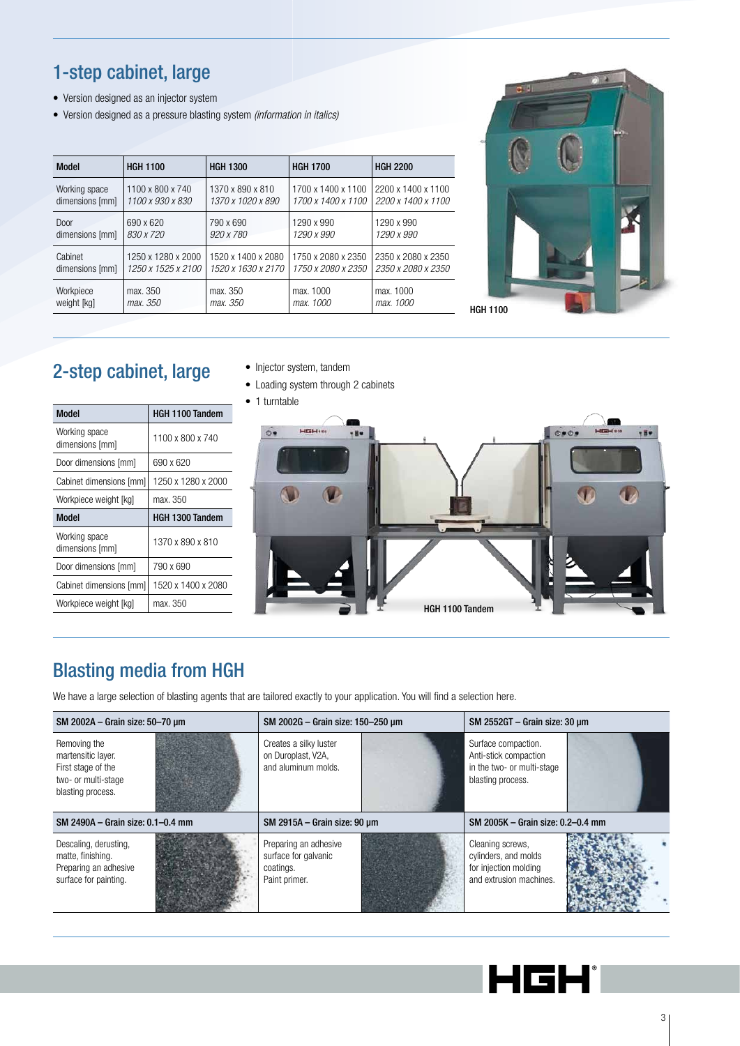## 1-step cabinet, large

- Version designed as an injector system
- Version designed as a pressure blasting system *(information in italics)*

| Model | HGH 1100 | HGH 1300 | HGH 1700 | HGH 2200 |
|---|---|---|---|---|
| Working space dimensions [mm] | 1100 x 800 x 740<br>*1100 x 930 x 830* | 1370 x 890 x 810<br>*1370 x 1020 x 890* | 1700 x 1400 x 1100<br>*1700 x 1400 x 1100* | 2200 x 1400 x 1100<br>*2200 x 1400 x 1100* |
| Door dimensions [mm] | 690 x 620<br>*830 x 720* | 790 x 690<br>*920 x 780* | 1290 x 990<br>*1290 x 990* | 1290 x 990<br>*1290 x 990* |
| Cabinet dimensions [mm] | 1250 x 1280 x 2000<br>*1250 x 1525 x 2100* | 1520 x 1400 x 2080<br>*1520 x 1630 x 2170* | 1750 x 2080 x 2350<br>*1750 x 2080 x 2350* | 2350 x 2080 x 2350<br>*2350 x 2080 x 2350* |
| Workpiece weight [kg] | max. 350<br>*max. 350* | max. 350<br>*max. 350* | max. 1000<br>*max. 1000* | max. 1000<br>*max. 1000* |

HGH 1100

## 2-step cabinet, large

- Injector system, tandem
- Loading system through 2 cabinets
- 1 turntable

| Model | HGH 1100 Tandem |
|---|---|
| Working space dimensions [mm] | 1100 x 800 x 740 |
| Door dimensions [mm] | 690 x 620 |
| Cabinet dimensions [mm] | 1250 x 1280 x 2000 |
| Workpiece weight [kg] | max. 350 |
| **Model** | **HGH 1300 Tandem** |
| Working space dimensions [mm] | 1370 x 890 x 810 |
| Door dimensions [mm] | 790 x 690 |
| Cabinet dimensions [mm] | 1520 x 1400 x 2080 |
| Workpiece weight [kg] | max. 350 |

HGH 1100 Tandem

## Blasting media from HGH

We have a large selection of blasting agents that are tailored exactly to your application. You will find a selection here.

| SM 2002A – Grain size: 50–70 µm | SM 2002G – Grain size: 150–250 µm | SM 2552GT – Grain size: 30 µm |
|---|---|---|
| Removing the martensitic layer. First stage of the two- or multi-stage blasting process. | Creates a silky luster on Duroplast, V2A, and aluminum molds. | Surface compaction. Anti-stick compaction in the two- or multi-stage blasting process. |
| **SM 2490A – Grain size: 0.1–0.4 mm** | **SM 2915A – Grain size: 90 µm** | **SM 2005K – Grain size: 0.2–0.4 mm** |
| Descaling, derusting, matte, finishing. Preparing an adhesive surface for painting. | Preparing an adhesive surface for galvanic coatings. Paint primer. | Cleaning screws, cylinders, and molds for injection molding and extrusion machines. |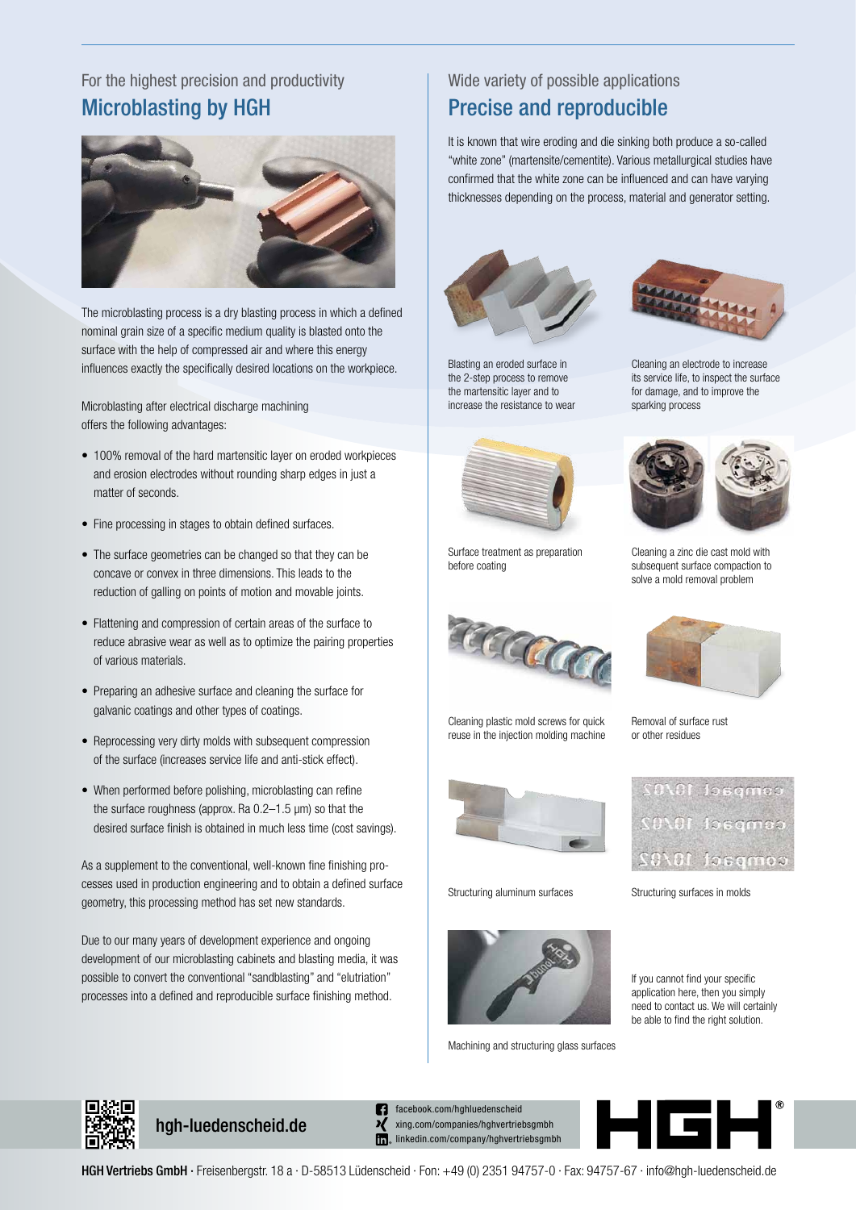For the highest precision and productivity

## Microblasting by HGH

The microblasting process is a dry blasting process in which a defined nominal grain size of a specific medium quality is blasted onto the surface with the help of compressed air and where this energy influences exactly the specifically desired locations on the workpiece.

Microblasting after electrical discharge machining offers the following advantages:

- 100% removal of the hard martensitic layer on eroded workpieces and erosion electrodes without rounding sharp edges in just a matter of seconds.
- Fine processing in stages to obtain defined surfaces.
- The surface geometries can be changed so that they can be concave or convex in three dimensions. This leads to the reduction of galling on points of motion and movable joints.
- Flattening and compression of certain areas of the surface to reduce abrasive wear as well as to optimize the pairing properties of various materials.
- Preparing an adhesive surface and cleaning the surface for galvanic coatings and other types of coatings.
- Reprocessing very dirty molds with subsequent compression of the surface (increases service life and anti-stick effect).
- When performed before polishing, microblasting can refine the surface roughness (approx. Ra 0.2–1.5 µm) so that the desired surface finish is obtained in much less time (cost savings).

As a supplement to the conventional, well-known fine finishing processes used in production engineering and to obtain a defined surface geometry, this processing method has set new standards.

Due to our many years of development experience and ongoing development of our microblasting cabinets and blasting media, it was possible to convert the conventional "sandblasting" and "elutriation" processes into a defined and reproducible surface finishing method.

Wide variety of possible applications

## Precise and reproducible

It is known that wire eroding and die sinking both produce a so-called "white zone" (martensite/cementite). Various metallurgical studies have confirmed that the white zone can be influenced and can have varying thicknesses depending on the process, material and generator setting.

Blasting an eroded surface in the 2-step process to remove the martensitic layer and to increase the resistance to wear

Cleaning an electrode to increase its service life, to inspect the surface for damage, and to improve the sparking process

Surface treatment as preparation before coating

Cleaning a zinc die cast mold with subsequent surface compaction to solve a mold removal problem

Cleaning plastic mold screws for quick reuse in the injection molding machine

Removal of surface rust or other residues

Structuring aluminum surfaces

Structuring surfaces in molds

Machining and structuring glass surfaces

If you cannot find your specific application here, then you simply need to contact us. We will certainly be able to find the right solution.

hgh-luedenscheid.de

facebook.com/hghluedenscheid
xing.com/companies/hghvertriebsgmbh
linkedin.com/company/hghvertriebsgmbh

HGH®

**HGH Vertriebs GmbH** · Freisenbergstr. 18 a · D-58513 Lüdenscheid · Fon: +49 (0) 2351 94757-0 · Fax: 94757-67 · info@hgh-luedenscheid.de